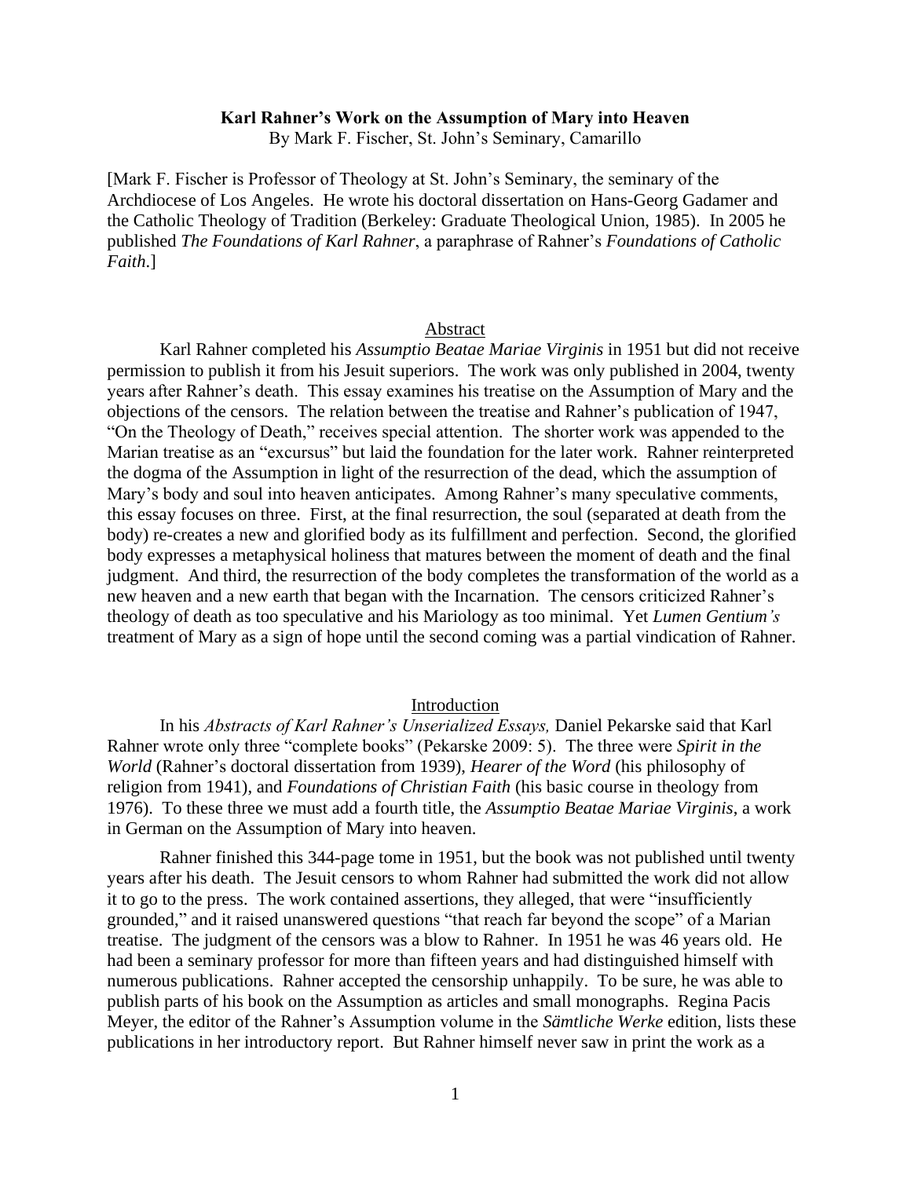**Karl Rahner's Work on the Assumption of Mary into Heaven**

By Mark F. Fischer, St. John's Seminary, Camarillo

[Mark F. Fischer is Professor of Theology at St. John's Seminary, the seminary of the Archdiocese of Los Angeles. He wrote his doctoral dissertation on Hans-Georg Gadamer and the Catholic Theology of Tradition (Berkeley: Graduate Theological Union, 1985). In 2005 he published *The Foundations of Karl Rahner*, a paraphrase of Rahner's *Foundations of Catholic Faith*.]

## Abstract

Karl Rahner completed his *Assumptio Beatae Mariae Virginis* in 1951 but did not receive permission to publish it from his Jesuit superiors. The work was only published in 2004, twenty years after Rahner's death. This essay examines his treatise on the Assumption of Mary and the objections of the censors. The relation between the treatise and Rahner's publication of 1947, "On the Theology of Death," receives special attention. The shorter work was appended to the Marian treatise as an "excursus" but laid the foundation for the later work. Rahner reinterpreted the dogma of the Assumption in light of the resurrection of the dead, which the assumption of Mary's body and soul into heaven anticipates. Among Rahner's many speculative comments, this essay focuses on three. First, at the final resurrection, the soul (separated at death from the body) re-creates a new and glorified body as its fulfillment and perfection. Second, the glorified body expresses a metaphysical holiness that matures between the moment of death and the final judgment. And third, the resurrection of the body completes the transformation of the world as a new heaven and a new earth that began with the Incarnation. The censors criticized Rahner's theology of death as too speculative and his Mariology as too minimal. Yet *Lumen Gentium's* treatment of Mary as a sign of hope until the second coming was a partial vindication of Rahner.

## Introduction

In his *Abstracts of Karl Rahner's Unserialized Essays,* Daniel Pekarske said that Karl Rahner wrote only three "complete books" (Pekarske 2009: 5). The three were *Spirit in the World* (Rahner's doctoral dissertation from 1939), *Hearer of the Word* (his philosophy of religion from 1941), and *Foundations of Christian Faith* (his basic course in theology from 1976). To these three we must add a fourth title, the *Assumptio Beatae Mariae Virginis*, a work in German on the Assumption of Mary into heaven.

Rahner finished this 344-page tome in 1951, but the book was not published until twenty years after his death. The Jesuit censors to whom Rahner had submitted the work did not allow it to go to the press. The work contained assertions, they alleged, that were "insufficiently grounded," and it raised unanswered questions "that reach far beyond the scope" of a Marian treatise. The judgment of the censors was a blow to Rahner. In 1951 he was 46 years old. He had been a seminary professor for more than fifteen years and had distinguished himself with numerous publications. Rahner accepted the censorship unhappily. To be sure, he was able to publish parts of his book on the Assumption as articles and small monographs. Regina Pacis Meyer, the editor of the Rahner's Assumption volume in the *Sämtliche Werke* edition, lists these publications in her introductory report. But Rahner himself never saw in print the work as a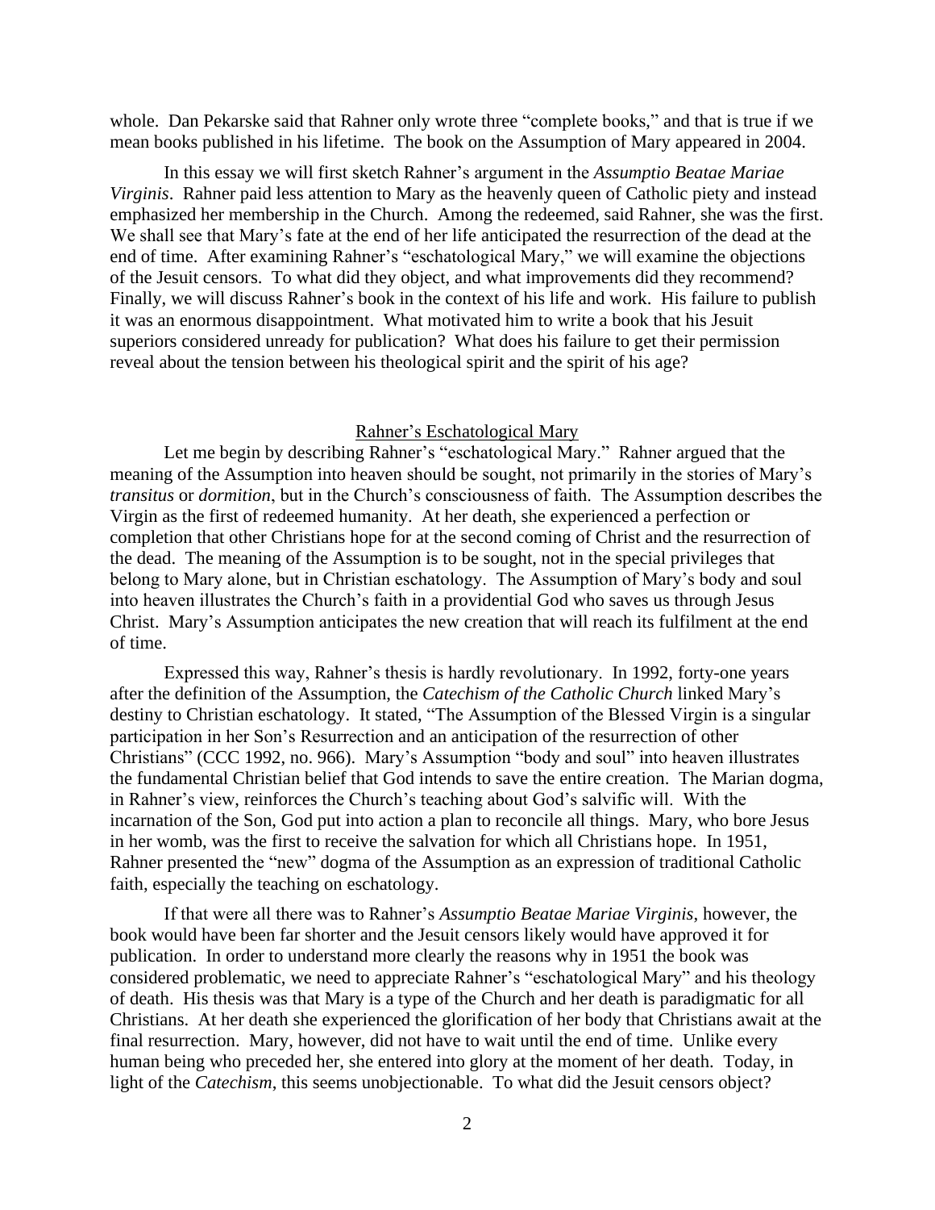whole. Dan Pekarske said that Rahner only wrote three "complete books," and that is true if we mean books published in his lifetime. The book on the Assumption of Mary appeared in 2004.

In this essay we will first sketch Rahner's argument in the *Assumptio Beatae Mariae Virginis*. Rahner paid less attention to Mary as the heavenly queen of Catholic piety and instead emphasized her membership in the Church. Among the redeemed, said Rahner, she was the first. We shall see that Mary's fate at the end of her life anticipated the resurrection of the dead at the end of time. After examining Rahner's "eschatological Mary," we will examine the objections of the Jesuit censors. To what did they object, and what improvements did they recommend? Finally, we will discuss Rahner's book in the context of his life and work. His failure to publish it was an enormous disappointment. What motivated him to write a book that his Jesuit superiors considered unready for publication? What does his failure to get their permission reveal about the tension between his theological spirit and the spirit of his age?

## Rahner's Eschatological Mary

Let me begin by describing Rahner's "eschatological Mary." Rahner argued that the meaning of the Assumption into heaven should be sought, not primarily in the stories of Mary's *transitus* or *dormition*, but in the Church's consciousness of faith. The Assumption describes the Virgin as the first of redeemed humanity. At her death, she experienced a perfection or completion that other Christians hope for at the second coming of Christ and the resurrection of the dead. The meaning of the Assumption is to be sought, not in the special privileges that belong to Mary alone, but in Christian eschatology. The Assumption of Mary's body and soul into heaven illustrates the Church's faith in a providential God who saves us through Jesus Christ. Mary's Assumption anticipates the new creation that will reach its fulfilment at the end of time.

Expressed this way, Rahner's thesis is hardly revolutionary. In 1992, forty-one years after the definition of the Assumption, the *Catechism of the Catholic Church* linked Mary's destiny to Christian eschatology. It stated, "The Assumption of the Blessed Virgin is a singular participation in her Son's Resurrection and an anticipation of the resurrection of other Christians" (CCC 1992, no. 966). Mary's Assumption "body and soul" into heaven illustrates the fundamental Christian belief that God intends to save the entire creation. The Marian dogma, in Rahner's view, reinforces the Church's teaching about God's salvific will. With the incarnation of the Son, God put into action a plan to reconcile all things. Mary, who bore Jesus in her womb, was the first to receive the salvation for which all Christians hope. In 1951, Rahner presented the "new" dogma of the Assumption as an expression of traditional Catholic faith, especially the teaching on eschatology.

If that were all there was to Rahner's *Assumptio Beatae Mariae Virginis*, however, the book would have been far shorter and the Jesuit censors likely would have approved it for publication. In order to understand more clearly the reasons why in 1951 the book was considered problematic, we need to appreciate Rahner's "eschatological Mary" and his theology of death. His thesis was that Mary is a type of the Church and her death is paradigmatic for all Christians. At her death she experienced the glorification of her body that Christians await at the final resurrection. Mary, however, did not have to wait until the end of time. Unlike every human being who preceded her, she entered into glory at the moment of her death. Today, in light of the *Catechism*, this seems unobjectionable. To what did the Jesuit censors object?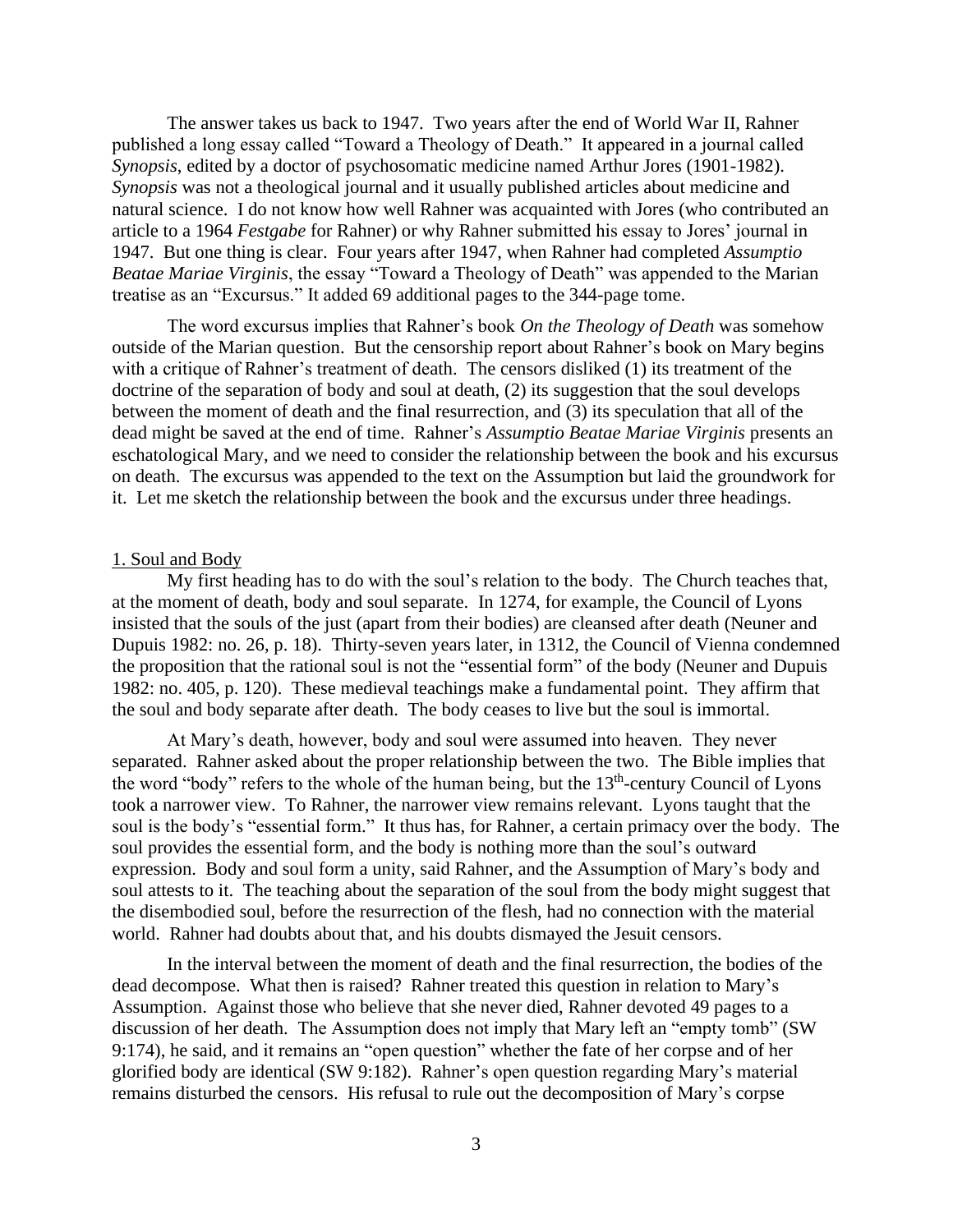The answer takes us back to 1947. Two years after the end of World War II, Rahner published a long essay called "Toward a Theology of Death." It appeared in a journal called *Synopsis*, edited by a doctor of psychosomatic medicine named Arthur Jores (1901-1982). *Synopsis* was not a theological journal and it usually published articles about medicine and natural science. I do not know how well Rahner was acquainted with Jores (who contributed an article to a 1964 *Festgabe* for Rahner) or why Rahner submitted his essay to Jores' journal in 1947. But one thing is clear. Four years after 1947, when Rahner had completed *Assumptio Beatae Mariae Virginis*, the essay "Toward a Theology of Death" was appended to the Marian treatise as an "Excursus." It added 69 additional pages to the 344-page tome.

The word excursus implies that Rahner's book *On the Theology of Death* was somehow outside of the Marian question. But the censorship report about Rahner's book on Mary begins with a critique of Rahner's treatment of death. The censors disliked (1) its treatment of the doctrine of the separation of body and soul at death, (2) its suggestion that the soul develops between the moment of death and the final resurrection, and (3) its speculation that all of the dead might be saved at the end of time. Rahner's *Assumptio Beatae Mariae Virginis* presents an eschatological Mary, and we need to consider the relationship between the book and his excursus on death. The excursus was appended to the text on the Assumption but laid the groundwork for it. Let me sketch the relationship between the book and the excursus under three headings.

## 1. Soul and Body

My first heading has to do with the soul's relation to the body. The Church teaches that, at the moment of death, body and soul separate. In 1274, for example, the Council of Lyons insisted that the souls of the just (apart from their bodies) are cleansed after death (Neuner and Dupuis 1982: no. 26, p. 18). Thirty-seven years later, in 1312, the Council of Vienna condemned the proposition that the rational soul is not the "essential form" of the body (Neuner and Dupuis 1982: no. 405, p. 120). These medieval teachings make a fundamental point. They affirm that the soul and body separate after death. The body ceases to live but the soul is immortal.

At Mary's death, however, body and soul were assumed into heaven. They never separated. Rahner asked about the proper relationship between the two. The Bible implies that the word "body" refers to the whole of the human being, but the 13th-century Council of Lyons took a narrower view. To Rahner, the narrower view remains relevant. Lyons taught that the soul is the body's "essential form." It thus has, for Rahner, a certain primacy over the body. The soul provides the essential form, and the body is nothing more than the soul's outward expression. Body and soul form a unity, said Rahner, and the Assumption of Mary's body and soul attests to it. The teaching about the separation of the soul from the body might suggest that the disembodied soul, before the resurrection of the flesh, had no connection with the material world. Rahner had doubts about that, and his doubts dismayed the Jesuit censors.

In the interval between the moment of death and the final resurrection, the bodies of the dead decompose. What then is raised? Rahner treated this question in relation to Mary's Assumption. Against those who believe that she never died, Rahner devoted 49 pages to a discussion of her death. The Assumption does not imply that Mary left an "empty tomb" (SW 9:174), he said, and it remains an "open question" whether the fate of her corpse and of her glorified body are identical (SW 9:182). Rahner's open question regarding Mary's material remains disturbed the censors. His refusal to rule out the decomposition of Mary's corpse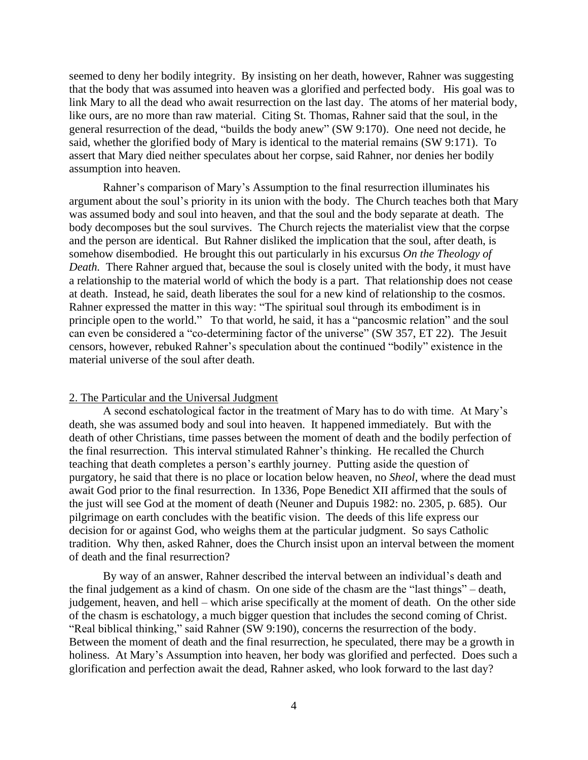seemed to deny her bodily integrity. By insisting on her death, however, Rahner was suggesting that the body that was assumed into heaven was a glorified and perfected body. His goal was to link Mary to all the dead who await resurrection on the last day. The atoms of her material body, like ours, are no more than raw material. Citing St. Thomas, Rahner said that the soul, in the general resurrection of the dead, "builds the body anew" (SW 9:170). One need not decide, he said, whether the glorified body of Mary is identical to the material remains (SW 9:171). To assert that Mary died neither speculates about her corpse, said Rahner, nor denies her bodily assumption into heaven.

Rahner's comparison of Mary's Assumption to the final resurrection illuminates his argument about the soul's priority in its union with the body. The Church teaches both that Mary was assumed body and soul into heaven, and that the soul and the body separate at death. The body decomposes but the soul survives. The Church rejects the materialist view that the corpse and the person are identical. But Rahner disliked the implication that the soul, after death, is somehow disembodied. He brought this out particularly in his excursus *On the Theology of Death.* There Rahner argued that, because the soul is closely united with the body, it must have a relationship to the material world of which the body is a part. That relationship does not cease at death. Instead, he said, death liberates the soul for a new kind of relationship to the cosmos. Rahner expressed the matter in this way: "The spiritual soul through its embodiment is in principle open to the world." To that world, he said, it has a "pancosmic relation" and the soul can even be considered a "co-determining factor of the universe" (SW 357, ET 22). The Jesuit censors, however, rebuked Rahner's speculation about the continued "bodily" existence in the material universe of the soul after death.

## 2. The Particular and the Universal Judgment

A second eschatological factor in the treatment of Mary has to do with time. At Mary's death, she was assumed body and soul into heaven. It happened immediately. But with the death of other Christians, time passes between the moment of death and the bodily perfection of the final resurrection. This interval stimulated Rahner's thinking. He recalled the Church teaching that death completes a person's earthly journey. Putting aside the question of purgatory, he said that there is no place or location below heaven, no *Sheol*, where the dead must await God prior to the final resurrection. In 1336, Pope Benedict XII affirmed that the souls of the just will see God at the moment of death (Neuner and Dupuis 1982: no. 2305, p. 685). Our pilgrimage on earth concludes with the beatific vision. The deeds of this life express our decision for or against God, who weighs them at the particular judgment. So says Catholic tradition. Why then, asked Rahner, does the Church insist upon an interval between the moment of death and the final resurrection?

By way of an answer, Rahner described the interval between an individual's death and the final judgement as a kind of chasm. On one side of the chasm are the "last things" – death, judgement, heaven, and hell – which arise specifically at the moment of death. On the other side of the chasm is eschatology, a much bigger question that includes the second coming of Christ. "Real biblical thinking," said Rahner (SW 9:190), concerns the resurrection of the body. Between the moment of death and the final resurrection, he speculated, there may be a growth in holiness. At Mary's Assumption into heaven, her body was glorified and perfected. Does such a glorification and perfection await the dead, Rahner asked, who look forward to the last day?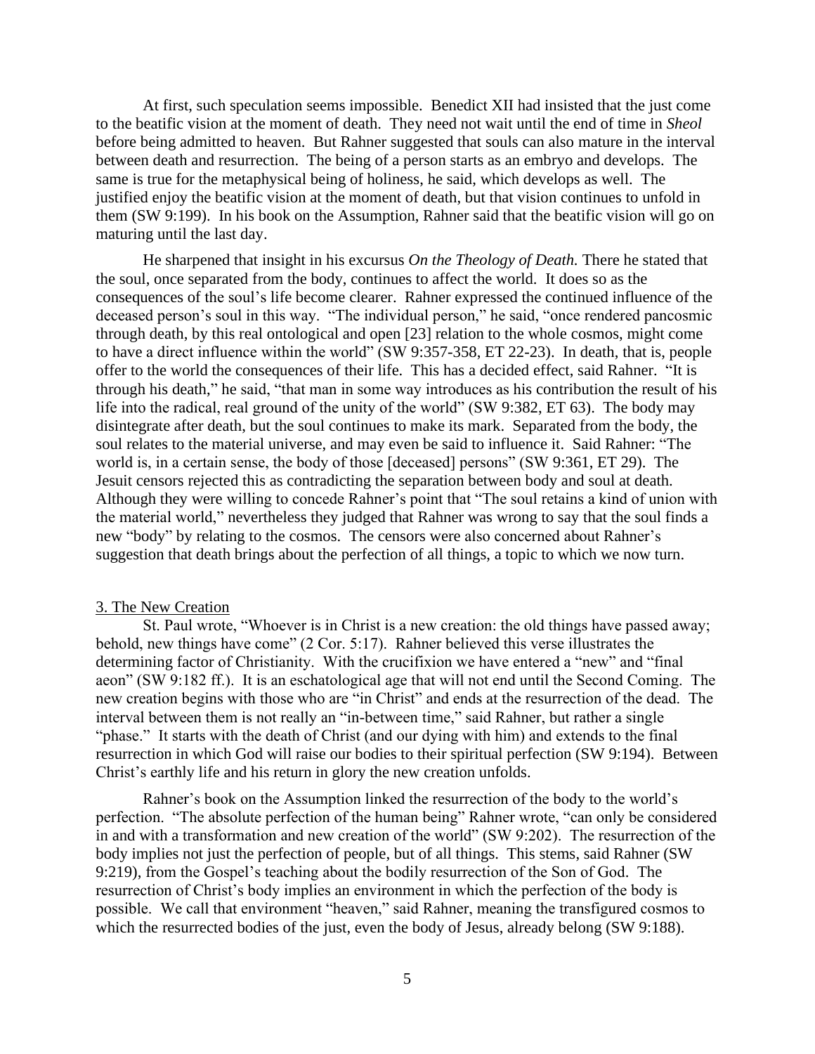At first, such speculation seems impossible. Benedict XII had insisted that the just come to the beatific vision at the moment of death. They need not wait until the end of time in *Sheol* before being admitted to heaven. But Rahner suggested that souls can also mature in the interval between death and resurrection. The being of a person starts as an embryo and develops. The same is true for the metaphysical being of holiness, he said, which develops as well. The justified enjoy the beatific vision at the moment of death, but that vision continues to unfold in them (SW 9:199). In his book on the Assumption, Rahner said that the beatific vision will go on maturing until the last day.

He sharpened that insight in his excursus *On the Theology of Death.* There he stated that the soul, once separated from the body, continues to affect the world. It does so as the consequences of the soul's life become clearer. Rahner expressed the continued influence of the deceased person's soul in this way. "The individual person," he said, "once rendered pancosmic through death, by this real ontological and open [23] relation to the whole cosmos, might come to have a direct influence within the world" (SW 9:357-358, ET 22-23). In death, that is, people offer to the world the consequences of their life. This has a decided effect, said Rahner. "It is through his death," he said, "that man in some way introduces as his contribution the result of his life into the radical, real ground of the unity of the world" (SW 9:382, ET 63). The body may disintegrate after death, but the soul continues to make its mark. Separated from the body, the soul relates to the material universe, and may even be said to influence it. Said Rahner: "The world is, in a certain sense, the body of those [deceased] persons" (SW 9:361, ET 29). The Jesuit censors rejected this as contradicting the separation between body and soul at death. Although they were willing to concede Rahner's point that "The soul retains a kind of union with the material world," nevertheless they judged that Rahner was wrong to say that the soul finds a new "body" by relating to the cosmos. The censors were also concerned about Rahner's suggestion that death brings about the perfection of all things, a topic to which we now turn.

## 3. The New Creation

St. Paul wrote, "Whoever is in Christ is a new creation: the old things have passed away; behold, new things have come" (2 Cor. 5:17). Rahner believed this verse illustrates the determining factor of Christianity. With the crucifixion we have entered a "new" and "final aeon" (SW 9:182 ff.). It is an eschatological age that will not end until the Second Coming. The new creation begins with those who are "in Christ" and ends at the resurrection of the dead. The interval between them is not really an "in-between time," said Rahner, but rather a single "phase." It starts with the death of Christ (and our dying with him) and extends to the final resurrection in which God will raise our bodies to their spiritual perfection (SW 9:194). Between Christ's earthly life and his return in glory the new creation unfolds.

Rahner's book on the Assumption linked the resurrection of the body to the world's perfection. "The absolute perfection of the human being" Rahner wrote, "can only be considered in and with a transformation and new creation of the world" (SW 9:202). The resurrection of the body implies not just the perfection of people, but of all things. This stems, said Rahner (SW 9:219), from the Gospel's teaching about the bodily resurrection of the Son of God. The resurrection of Christ's body implies an environment in which the perfection of the body is possible. We call that environment "heaven," said Rahner, meaning the transfigured cosmos to which the resurrected bodies of the just, even the body of Jesus, already belong (SW 9:188).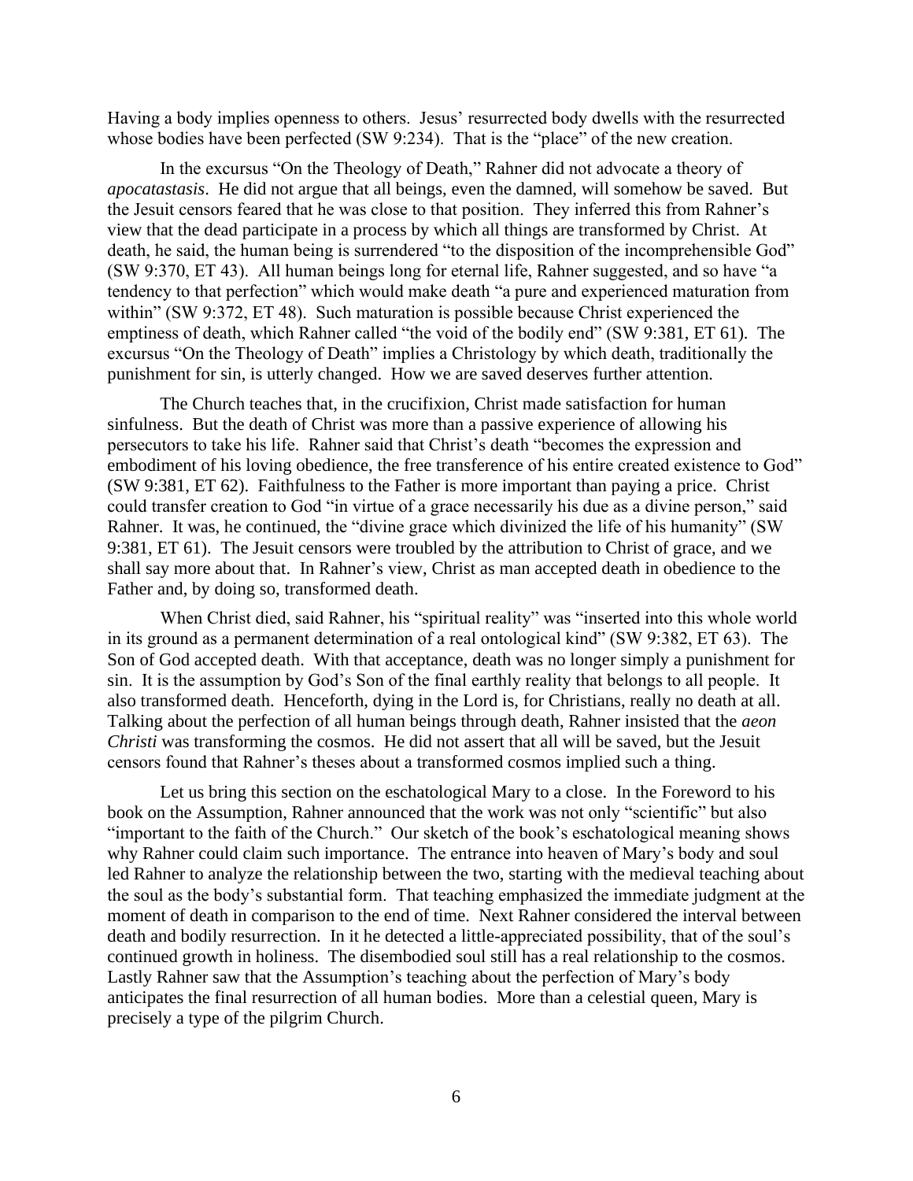Having a body implies openness to others. Jesus' resurrected body dwells with the resurrected whose bodies have been perfected (SW 9:234). That is the "place" of the new creation.

In the excursus "On the Theology of Death," Rahner did not advocate a theory of *apocatastasis*. He did not argue that all beings, even the damned, will somehow be saved. But the Jesuit censors feared that he was close to that position. They inferred this from Rahner's view that the dead participate in a process by which all things are transformed by Christ. At death, he said, the human being is surrendered "to the disposition of the incomprehensible God" (SW 9:370, ET 43). All human beings long for eternal life, Rahner suggested, and so have "a tendency to that perfection" which would make death "a pure and experienced maturation from within" (SW 9:372, ET 48). Such maturation is possible because Christ experienced the emptiness of death, which Rahner called "the void of the bodily end" (SW 9:381, ET 61). The excursus "On the Theology of Death" implies a Christology by which death, traditionally the punishment for sin, is utterly changed. How we are saved deserves further attention.

The Church teaches that, in the crucifixion, Christ made satisfaction for human sinfulness. But the death of Christ was more than a passive experience of allowing his persecutors to take his life. Rahner said that Christ's death "becomes the expression and embodiment of his loving obedience, the free transference of his entire created existence to God" (SW 9:381, ET 62). Faithfulness to the Father is more important than paying a price. Christ could transfer creation to God "in virtue of a grace necessarily his due as a divine person," said Rahner. It was, he continued, the "divine grace which divinized the life of his humanity" (SW 9:381, ET 61). The Jesuit censors were troubled by the attribution to Christ of grace, and we shall say more about that. In Rahner's view, Christ as man accepted death in obedience to the Father and, by doing so, transformed death.

When Christ died, said Rahner, his "spiritual reality" was "inserted into this whole world in its ground as a permanent determination of a real ontological kind" (SW 9:382, ET 63). The Son of God accepted death. With that acceptance, death was no longer simply a punishment for sin. It is the assumption by God's Son of the final earthly reality that belongs to all people. It also transformed death. Henceforth, dying in the Lord is, for Christians, really no death at all. Talking about the perfection of all human beings through death, Rahner insisted that the *aeon Christi* was transforming the cosmos. He did not assert that all will be saved, but the Jesuit censors found that Rahner's theses about a transformed cosmos implied such a thing.

Let us bring this section on the eschatological Mary to a close. In the Foreword to his book on the Assumption, Rahner announced that the work was not only "scientific" but also "important to the faith of the Church." Our sketch of the book's eschatological meaning shows why Rahner could claim such importance. The entrance into heaven of Mary's body and soul led Rahner to analyze the relationship between the two, starting with the medieval teaching about the soul as the body's substantial form. That teaching emphasized the immediate judgment at the moment of death in comparison to the end of time. Next Rahner considered the interval between death and bodily resurrection. In it he detected a little-appreciated possibility, that of the soul's continued growth in holiness. The disembodied soul still has a real relationship to the cosmos. Lastly Rahner saw that the Assumption's teaching about the perfection of Mary's body anticipates the final resurrection of all human bodies. More than a celestial queen, Mary is precisely a type of the pilgrim Church.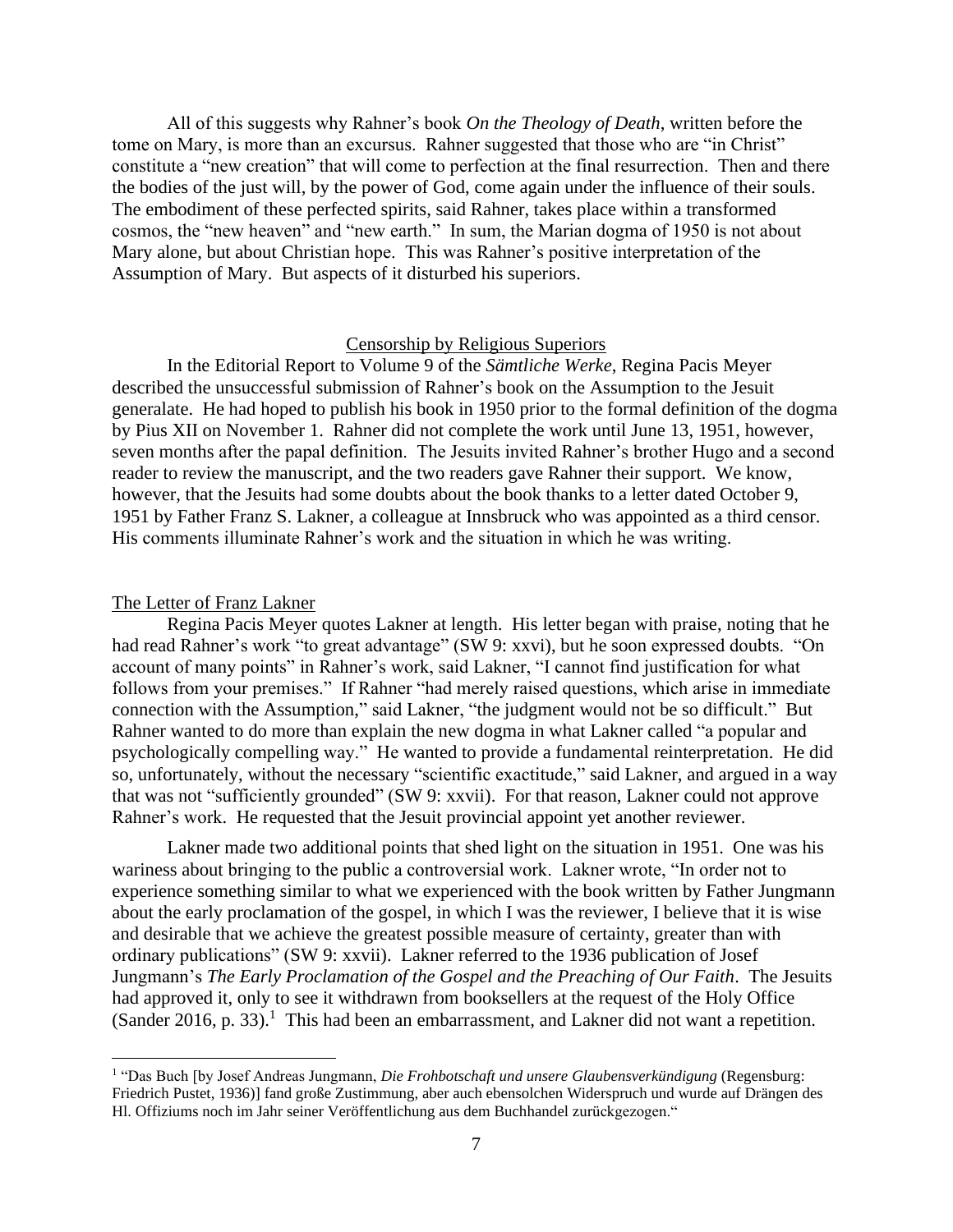All of this suggests why Rahner's book *On the Theology of Death*, written before the tome on Mary, is more than an excursus. Rahner suggested that those who are "in Christ" constitute a "new creation" that will come to perfection at the final resurrection. Then and there the bodies of the just will, by the power of God, come again under the influence of their souls. The embodiment of these perfected spirits, said Rahner, takes place within a transformed cosmos, the "new heaven" and "new earth." In sum, the Marian dogma of 1950 is not about Mary alone, but about Christian hope. This was Rahner's positive interpretation of the Assumption of Mary. But aspects of it disturbed his superiors.

## Censorship by Religious Superiors

In the Editorial Report to Volume 9 of the *Sämtliche Werke*, Regina Pacis Meyer described the unsuccessful submission of Rahner's book on the Assumption to the Jesuit generalate. He had hoped to publish his book in 1950 prior to the formal definition of the dogma by Pius XII on November 1. Rahner did not complete the work until June 13, 1951, however, seven months after the papal definition. The Jesuits invited Rahner's brother Hugo and a second reader to review the manuscript, and the two readers gave Rahner their support. We know, however, that the Jesuits had some doubts about the book thanks to a letter dated October 9, 1951 by Father Franz S. Lakner, a colleague at Innsbruck who was appointed as a third censor. His comments illuminate Rahner's work and the situation in which he was writing.

### The Letter of Franz Lakner

Regina Pacis Meyer quotes Lakner at length. His letter began with praise, noting that he had read Rahner's work "to great advantage" (SW 9: xxvi), but he soon expressed doubts. "On account of many points" in Rahner's work, said Lakner, "I cannot find justification for what follows from your premises." If Rahner "had merely raised questions, which arise in immediate connection with the Assumption," said Lakner, "the judgment would not be so difficult." But Rahner wanted to do more than explain the new dogma in what Lakner called "a popular and psychologically compelling way." He wanted to provide a fundamental reinterpretation. He did so, unfortunately, without the necessary "scientific exactitude," said Lakner, and argued in a way that was not "sufficiently grounded" (SW 9: xxvii). For that reason, Lakner could not approve Rahner's work. He requested that the Jesuit provincial appoint yet another reviewer.

Lakner made two additional points that shed light on the situation in 1951. One was his wariness about bringing to the public a controversial work. Lakner wrote, "In order not to experience something similar to what we experienced with the book written by Father Jungmann about the early proclamation of the gospel, in which I was the reviewer, I believe that it is wise and desirable that we achieve the greatest possible measure of certainty, greater than with ordinary publications" (SW 9: xxvii). Lakner referred to the 1936 publication of Josef Jungmann's *The Early Proclamation of the Gospel and the Preaching of Our Faith*. The Jesuits had approved it, only to see it withdrawn from booksellers at the request of the Holy Office (Sander 2016, p. 33).[1] This had been an embarrassment, and Lakner did not want a repetition.

---

[1] "Das Buch [by Josef Andreas Jungmann, *Die Frohbotschaft und unsere Glaubensverkündigung* (Regensburg: Friedrich Pustet, 1936)] fand große Zustimmung, aber auch ebensolchen Widerspruch und wurde auf Drängen des Hl. Offiziums noch im Jahr seiner Veröffentlichung aus dem Buchhandel zurückgezogen."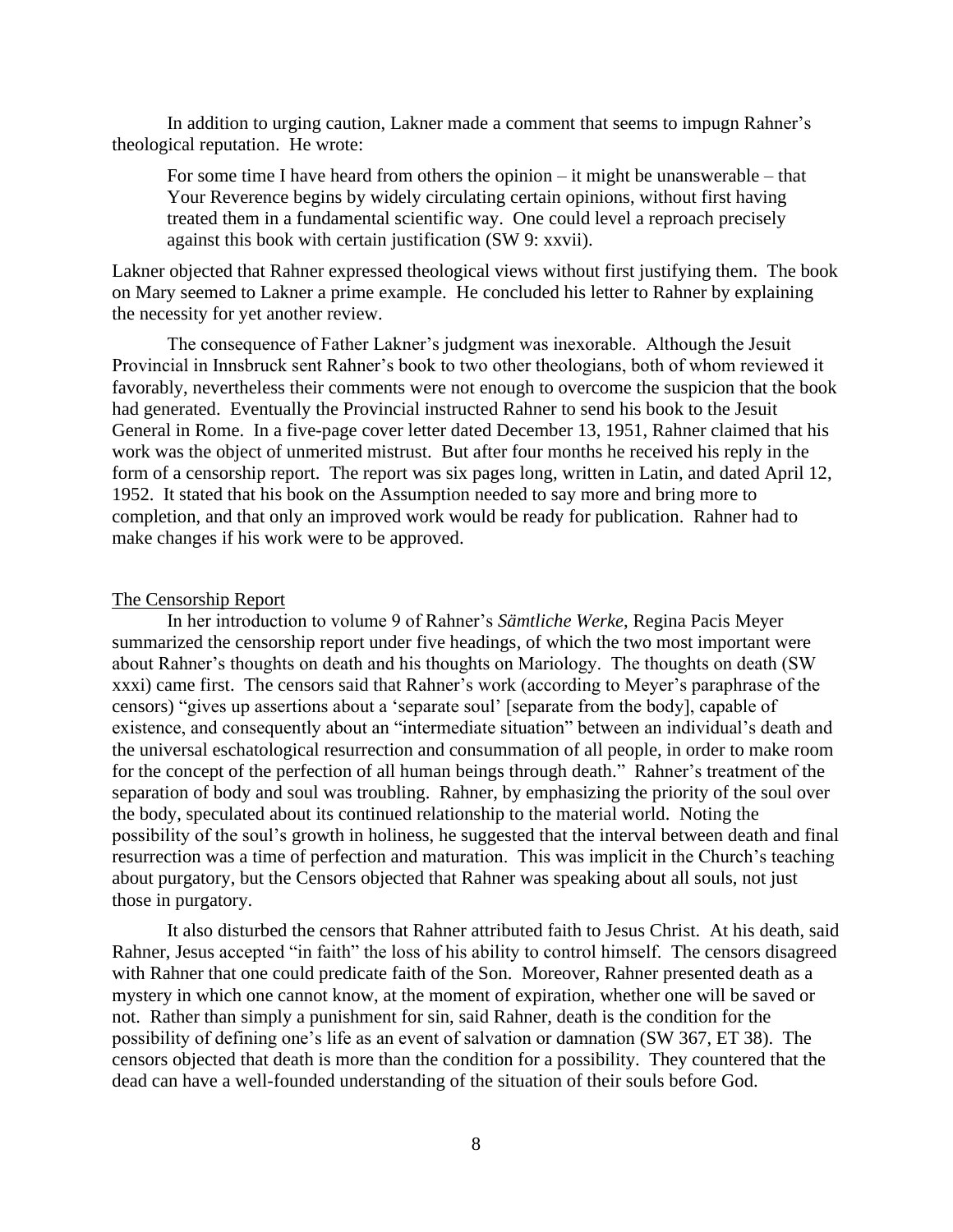In addition to urging caution, Lakner made a comment that seems to impugn Rahner's theological reputation. He wrote:

> For some time I have heard from others the opinion – it might be unanswerable – that Your Reverence begins by widely circulating certain opinions, without first having treated them in a fundamental scientific way. One could level a reproach precisely against this book with certain justification (SW 9: xxvii).

Lakner objected that Rahner expressed theological views without first justifying them. The book on Mary seemed to Lakner a prime example. He concluded his letter to Rahner by explaining the necessity for yet another review.

The consequence of Father Lakner's judgment was inexorable. Although the Jesuit Provincial in Innsbruck sent Rahner's book to two other theologians, both of whom reviewed it favorably, nevertheless their comments were not enough to overcome the suspicion that the book had generated. Eventually the Provincial instructed Rahner to send his book to the Jesuit General in Rome. In a five-page cover letter dated December 13, 1951, Rahner claimed that his work was the object of unmerited mistrust. But after four months he received his reply in the form of a censorship report. The report was six pages long, written in Latin, and dated April 12, 1952. It stated that his book on the Assumption needed to say more and bring more to completion, and that only an improved work would be ready for publication. Rahner had to make changes if his work were to be approved.

## The Censorship Report

In her introduction to volume 9 of Rahner's *Sämtliche Werke*, Regina Pacis Meyer summarized the censorship report under five headings, of which the two most important were about Rahner's thoughts on death and his thoughts on Mariology. The thoughts on death (SW xxxi) came first. The censors said that Rahner's work (according to Meyer's paraphrase of the censors) "gives up assertions about a 'separate soul' [separate from the body], capable of existence, and consequently about an "intermediate situation" between an individual's death and the universal eschatological resurrection and consummation of all people, in order to make room for the concept of the perfection of all human beings through death." Rahner's treatment of the separation of body and soul was troubling. Rahner, by emphasizing the priority of the soul over the body, speculated about its continued relationship to the material world. Noting the possibility of the soul's growth in holiness, he suggested that the interval between death and final resurrection was a time of perfection and maturation. This was implicit in the Church's teaching about purgatory, but the Censors objected that Rahner was speaking about all souls, not just those in purgatory.

It also disturbed the censors that Rahner attributed faith to Jesus Christ. At his death, said Rahner, Jesus accepted "in faith" the loss of his ability to control himself. The censors disagreed with Rahner that one could predicate faith of the Son. Moreover, Rahner presented death as a mystery in which one cannot know, at the moment of expiration, whether one will be saved or not. Rather than simply a punishment for sin, said Rahner, death is the condition for the possibility of defining one's life as an event of salvation or damnation (SW 367, ET 38). The censors objected that death is more than the condition for a possibility. They countered that the dead can have a well-founded understanding of the situation of their souls before God.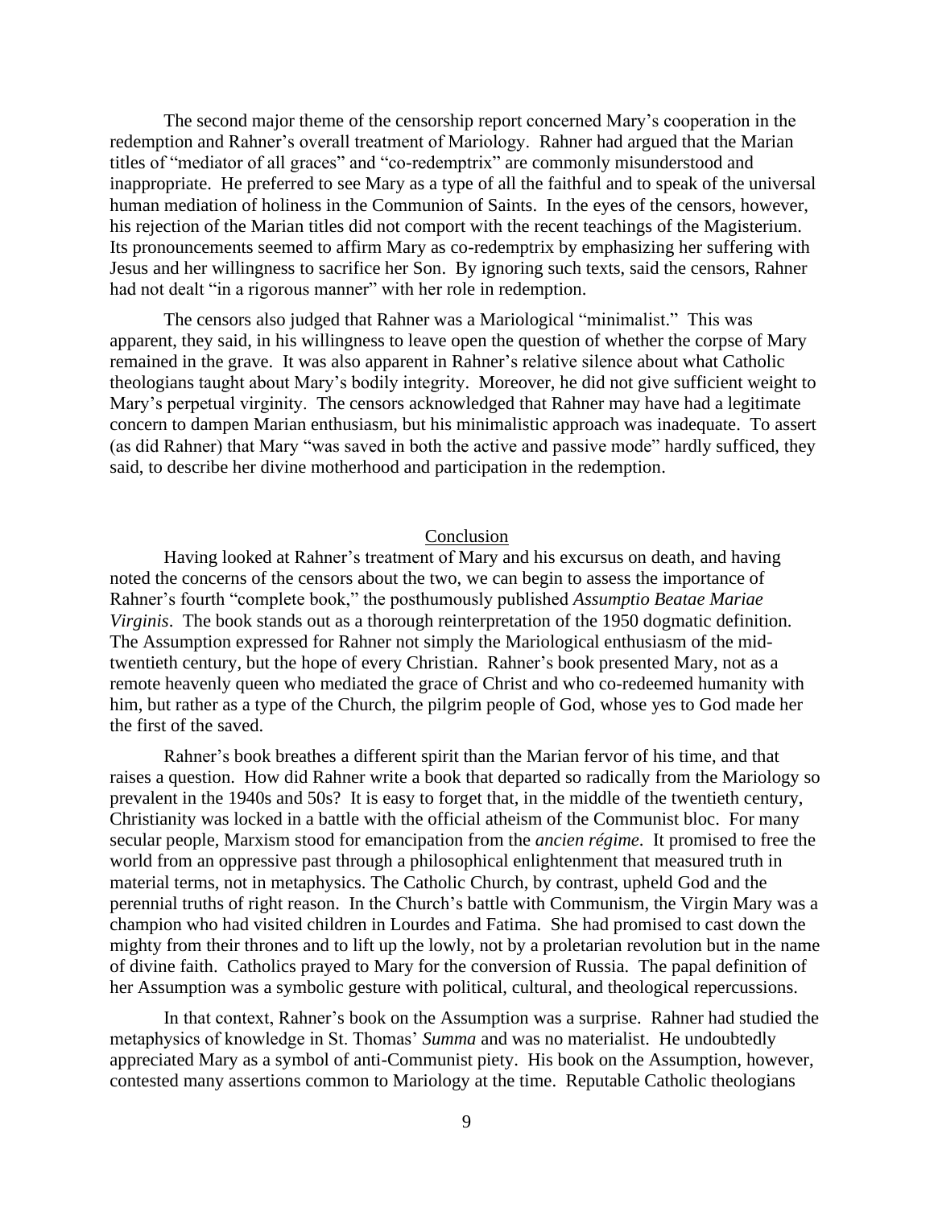The second major theme of the censorship report concerned Mary's cooperation in the redemption and Rahner's overall treatment of Mariology. Rahner had argued that the Marian titles of "mediator of all graces" and "co-redemptrix" are commonly misunderstood and inappropriate. He preferred to see Mary as a type of all the faithful and to speak of the universal human mediation of holiness in the Communion of Saints. In the eyes of the censors, however, his rejection of the Marian titles did not comport with the recent teachings of the Magisterium. Its pronouncements seemed to affirm Mary as co-redemptrix by emphasizing her suffering with Jesus and her willingness to sacrifice her Son. By ignoring such texts, said the censors, Rahner had not dealt "in a rigorous manner" with her role in redemption.

The censors also judged that Rahner was a Mariological "minimalist." This was apparent, they said, in his willingness to leave open the question of whether the corpse of Mary remained in the grave. It was also apparent in Rahner's relative silence about what Catholic theologians taught about Mary's bodily integrity. Moreover, he did not give sufficient weight to Mary's perpetual virginity. The censors acknowledged that Rahner may have had a legitimate concern to dampen Marian enthusiasm, but his minimalistic approach was inadequate. To assert (as did Rahner) that Mary "was saved in both the active and passive mode" hardly sufficed, they said, to describe her divine motherhood and participation in the redemption.

## Conclusion

Having looked at Rahner's treatment of Mary and his excursus on death, and having noted the concerns of the censors about the two, we can begin to assess the importance of Rahner's fourth "complete book," the posthumously published *Assumptio Beatae Mariae Virginis*. The book stands out as a thorough reinterpretation of the 1950 dogmatic definition. The Assumption expressed for Rahner not simply the Mariological enthusiasm of the mid-twentieth century, but the hope of every Christian. Rahner's book presented Mary, not as a remote heavenly queen who mediated the grace of Christ and who co-redeemed humanity with him, but rather as a type of the Church, the pilgrim people of God, whose yes to God made her the first of the saved.

Rahner's book breathes a different spirit than the Marian fervor of his time, and that raises a question. How did Rahner write a book that departed so radically from the Mariology so prevalent in the 1940s and 50s? It is easy to forget that, in the middle of the twentieth century, Christianity was locked in a battle with the official atheism of the Communist bloc. For many secular people, Marxism stood for emancipation from the *ancien régime*. It promised to free the world from an oppressive past through a philosophical enlightenment that measured truth in material terms, not in metaphysics. The Catholic Church, by contrast, upheld God and the perennial truths of right reason. In the Church's battle with Communism, the Virgin Mary was a champion who had visited children in Lourdes and Fatima. She had promised to cast down the mighty from their thrones and to lift up the lowly, not by a proletarian revolution but in the name of divine faith. Catholics prayed to Mary for the conversion of Russia. The papal definition of her Assumption was a symbolic gesture with political, cultural, and theological repercussions.

In that context, Rahner's book on the Assumption was a surprise. Rahner had studied the metaphysics of knowledge in St. Thomas' *Summa* and was no materialist. He undoubtedly appreciated Mary as a symbol of anti-Communist piety. His book on the Assumption, however, contested many assertions common to Mariology at the time. Reputable Catholic theologians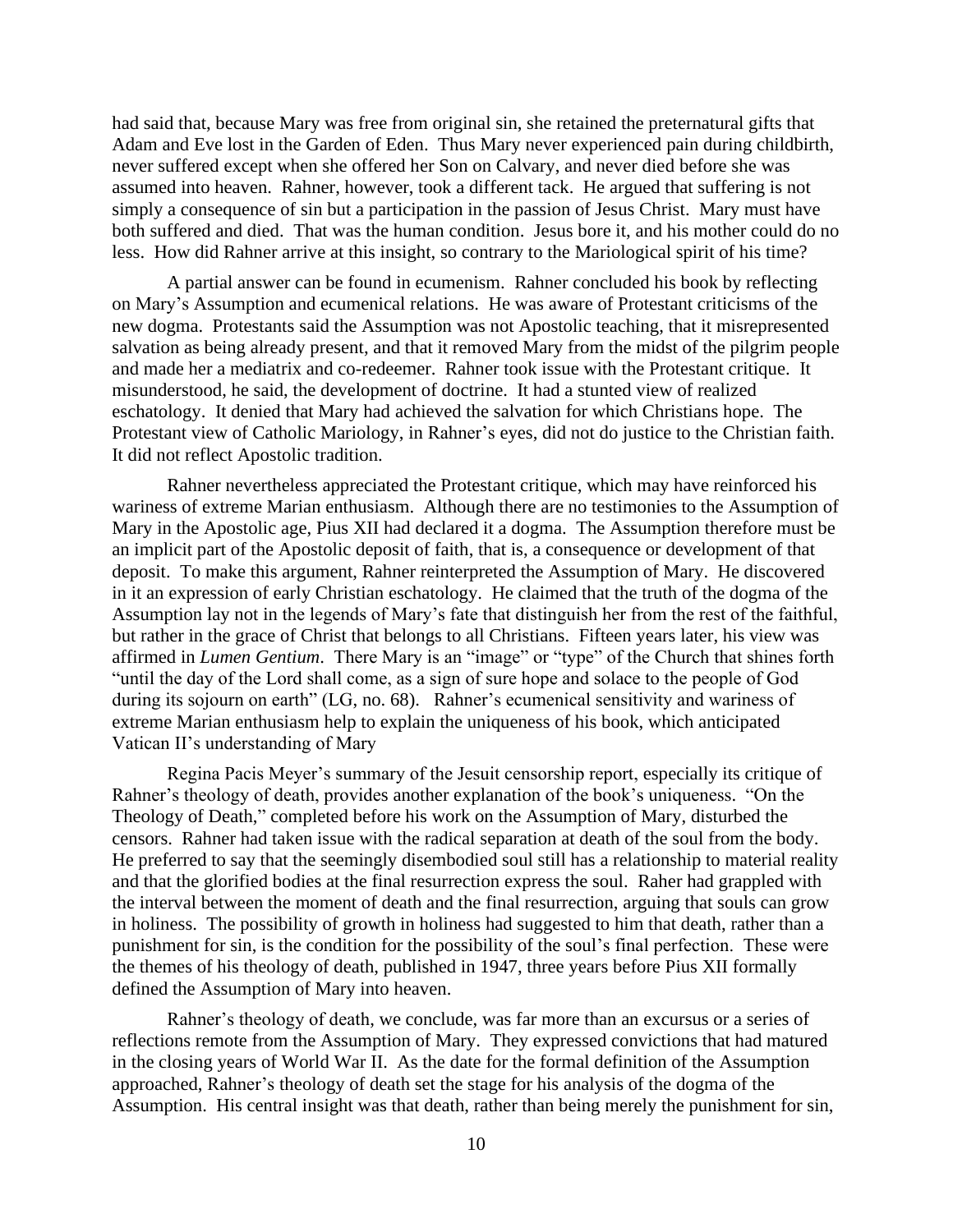had said that, because Mary was free from original sin, she retained the preternatural gifts that Adam and Eve lost in the Garden of Eden. Thus Mary never experienced pain during childbirth, never suffered except when she offered her Son on Calvary, and never died before she was assumed into heaven. Rahner, however, took a different tack. He argued that suffering is not simply a consequence of sin but a participation in the passion of Jesus Christ. Mary must have both suffered and died. That was the human condition. Jesus bore it, and his mother could do no less. How did Rahner arrive at this insight, so contrary to the Mariological spirit of his time?

A partial answer can be found in ecumenism. Rahner concluded his book by reflecting on Mary's Assumption and ecumenical relations. He was aware of Protestant criticisms of the new dogma. Protestants said the Assumption was not Apostolic teaching, that it misrepresented salvation as being already present, and that it removed Mary from the midst of the pilgrim people and made her a mediatrix and co-redeemer. Rahner took issue with the Protestant critique. It misunderstood, he said, the development of doctrine. It had a stunted view of realized eschatology. It denied that Mary had achieved the salvation for which Christians hope. The Protestant view of Catholic Mariology, in Rahner's eyes, did not do justice to the Christian faith. It did not reflect Apostolic tradition.

Rahner nevertheless appreciated the Protestant critique, which may have reinforced his wariness of extreme Marian enthusiasm. Although there are no testimonies to the Assumption of Mary in the Apostolic age, Pius XII had declared it a dogma. The Assumption therefore must be an implicit part of the Apostolic deposit of faith, that is, a consequence or development of that deposit. To make this argument, Rahner reinterpreted the Assumption of Mary. He discovered in it an expression of early Christian eschatology. He claimed that the truth of the dogma of the Assumption lay not in the legends of Mary's fate that distinguish her from the rest of the faithful, but rather in the grace of Christ that belongs to all Christians. Fifteen years later, his view was affirmed in *Lumen Gentium*. There Mary is an "image" or "type" of the Church that shines forth "until the day of the Lord shall come, as a sign of sure hope and solace to the people of God during its sojourn on earth" (LG, no. 68). Rahner's ecumenical sensitivity and wariness of extreme Marian enthusiasm help to explain the uniqueness of his book, which anticipated Vatican II's understanding of Mary

Regina Pacis Meyer's summary of the Jesuit censorship report, especially its critique of Rahner's theology of death, provides another explanation of the book's uniqueness. "On the Theology of Death," completed before his work on the Assumption of Mary, disturbed the censors. Rahner had taken issue with the radical separation at death of the soul from the body. He preferred to say that the seemingly disembodied soul still has a relationship to material reality and that the glorified bodies at the final resurrection express the soul. Raher had grappled with the interval between the moment of death and the final resurrection, arguing that souls can grow in holiness. The possibility of growth in holiness had suggested to him that death, rather than a punishment for sin, is the condition for the possibility of the soul's final perfection. These were the themes of his theology of death, published in 1947, three years before Pius XII formally defined the Assumption of Mary into heaven.

Rahner's theology of death, we conclude, was far more than an excursus or a series of reflections remote from the Assumption of Mary. They expressed convictions that had matured in the closing years of World War II. As the date for the formal definition of the Assumption approached, Rahner's theology of death set the stage for his analysis of the dogma of the Assumption. His central insight was that death, rather than being merely the punishment for sin,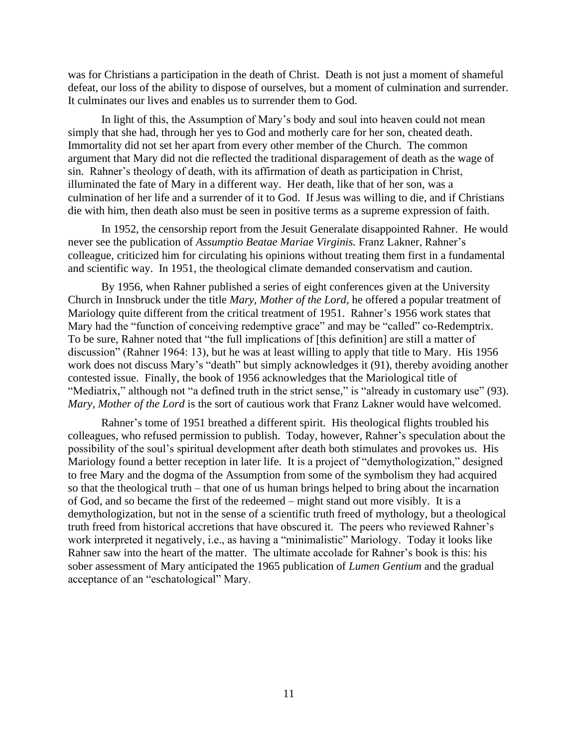was for Christians a participation in the death of Christ. Death is not just a moment of shameful defeat, our loss of the ability to dispose of ourselves, but a moment of culmination and surrender. It culminates our lives and enables us to surrender them to God.

In light of this, the Assumption of Mary's body and soul into heaven could not mean simply that she had, through her yes to God and motherly care for her son, cheated death. Immortality did not set her apart from every other member of the Church. The common argument that Mary did not die reflected the traditional disparagement of death as the wage of sin. Rahner's theology of death, with its affirmation of death as participation in Christ, illuminated the fate of Mary in a different way. Her death, like that of her son, was a culmination of her life and a surrender of it to God. If Jesus was willing to die, and if Christians die with him, then death also must be seen in positive terms as a supreme expression of faith.

In 1952, the censorship report from the Jesuit Generalate disappointed Rahner. He would never see the publication of *Assumptio Beatae Mariae Virginis.* Franz Lakner, Rahner's colleague, criticized him for circulating his opinions without treating them first in a fundamental and scientific way. In 1951, the theological climate demanded conservatism and caution.

By 1956, when Rahner published a series of eight conferences given at the University Church in Innsbruck under the title *Mary, Mother of the Lord*, he offered a popular treatment of Mariology quite different from the critical treatment of 1951. Rahner's 1956 work states that Mary had the "function of conceiving redemptive grace" and may be "called" co-Redemptrix. To be sure, Rahner noted that "the full implications of [this definition] are still a matter of discussion" (Rahner 1964: 13), but he was at least willing to apply that title to Mary. His 1956 work does not discuss Mary's "death" but simply acknowledges it (91), thereby avoiding another contested issue. Finally, the book of 1956 acknowledges that the Mariological title of "Mediatrix," although not "a defined truth in the strict sense," is "already in customary use" (93). *Mary, Mother of the Lord* is the sort of cautious work that Franz Lakner would have welcomed.

Rahner's tome of 1951 breathed a different spirit. His theological flights troubled his colleagues, who refused permission to publish. Today, however, Rahner's speculation about the possibility of the soul's spiritual development after death both stimulates and provokes us. His Mariology found a better reception in later life. It is a project of "demythologization," designed to free Mary and the dogma of the Assumption from some of the symbolism they had acquired so that the theological truth – that one of us human brings helped to bring about the incarnation of God, and so became the first of the redeemed – might stand out more visibly. It is a demythologization, but not in the sense of a scientific truth freed of mythology, but a theological truth freed from historical accretions that have obscured it. The peers who reviewed Rahner's work interpreted it negatively, i.e., as having a "minimalistic" Mariology. Today it looks like Rahner saw into the heart of the matter. The ultimate accolade for Rahner's book is this: his sober assessment of Mary anticipated the 1965 publication of *Lumen Gentium* and the gradual acceptance of an "eschatological" Mary.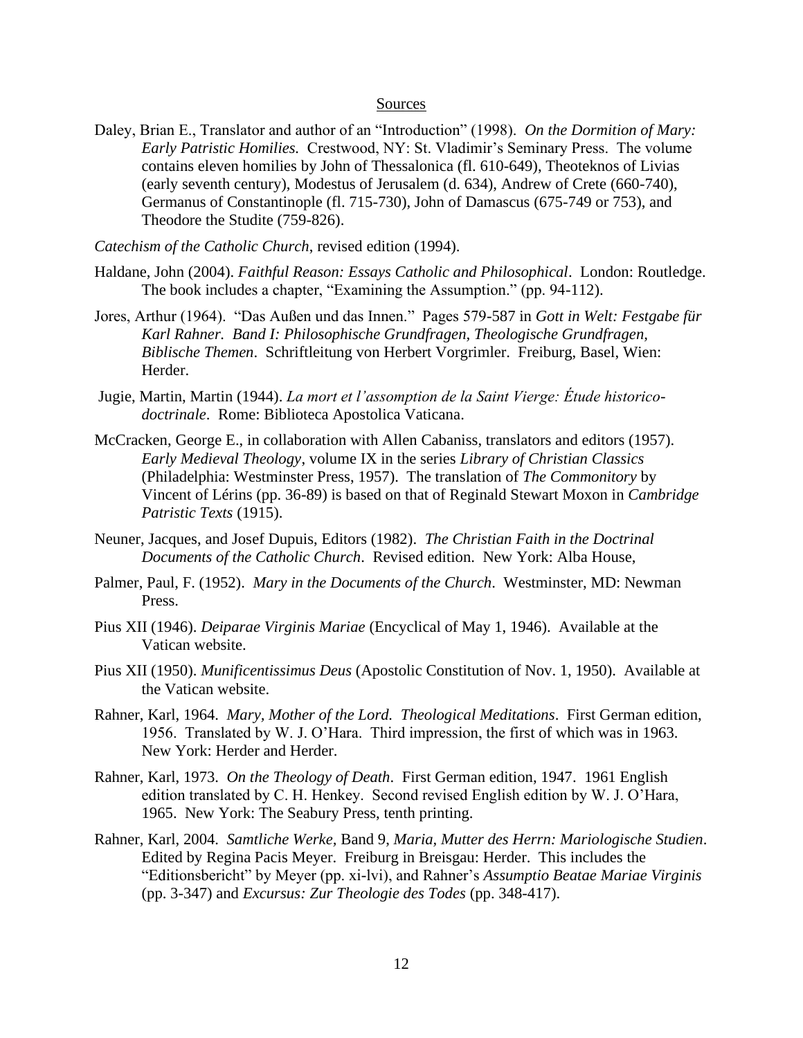## Sources

Daley, Brian E., Translator and author of an "Introduction" (1998). *On the Dormition of Mary: Early Patristic Homilies.* Crestwood, NY: St. Vladimir's Seminary Press. The volume contains eleven homilies by John of Thessalonica (fl. 610-649), Theoteknos of Livias (early seventh century), Modestus of Jerusalem (d. 634), Andrew of Crete (660-740), Germanus of Constantinople (fl. 715-730), John of Damascus (675-749 or 753), and Theodore the Studite (759-826).

*Catechism of the Catholic Church*, revised edition (1994).

Haldane, John (2004). *Faithful Reason: Essays Catholic and Philosophical*. London: Routledge. The book includes a chapter, "Examining the Assumption." (pp. 94-112).

Jores, Arthur (1964). "Das Außen und das Innen." Pages 579-587 in *Gott in Welt: Festgabe für Karl Rahner. Band I: Philosophische Grundfragen, Theologische Grundfragen, Biblische Themen*. Schriftleitung von Herbert Vorgrimler. Freiburg, Basel, Wien: Herder.

Jugie, Martin, Martin (1944). *La mort et l'assomption de la Saint Vierge: Étude historico-doctrinale*. Rome: Biblioteca Apostolica Vaticana.

McCracken, George E., in collaboration with Allen Cabaniss, translators and editors (1957). *Early Medieval Theology*, volume IX in the series *Library of Christian Classics* (Philadelphia: Westminster Press, 1957). The translation of *The Commonitory* by Vincent of Lérins (pp. 36-89) is based on that of Reginald Stewart Moxon in *Cambridge Patristic Texts* (1915).

Neuner, Jacques, and Josef Dupuis, Editors (1982). *The Christian Faith in the Doctrinal Documents of the Catholic Church*. Revised edition. New York: Alba House,

Palmer, Paul, F. (1952). *Mary in the Documents of the Church*. Westminster, MD: Newman Press.

Pius XII (1946). *Deiparae Virginis Mariae* (Encyclical of May 1, 1946). Available at the Vatican website.

Pius XII (1950). *Munificentissimus Deus* (Apostolic Constitution of Nov. 1, 1950). Available at the Vatican website.

Rahner, Karl, 1964. *Mary, Mother of the Lord. Theological Meditations*. First German edition, 1956. Translated by W. J. O'Hara. Third impression, the first of which was in 1963. New York: Herder and Herder.

Rahner, Karl, 1973. *On the Theology of Death*. First German edition, 1947. 1961 English edition translated by C. H. Henkey. Second revised English edition by W. J. O'Hara, 1965. New York: The Seabury Press, tenth printing.

Rahner, Karl, 2004. *Samtliche Werke,* Band 9, *Maria, Mutter des Herrn: Mariologische Studien*. Edited by Regina Pacis Meyer. Freiburg in Breisgau: Herder. This includes the "Editionsbericht" by Meyer (pp. xi-lvi), and Rahner's *Assumptio Beatae Mariae Virginis* (pp. 3-347) and *Excursus: Zur Theologie des Todes* (pp. 348-417).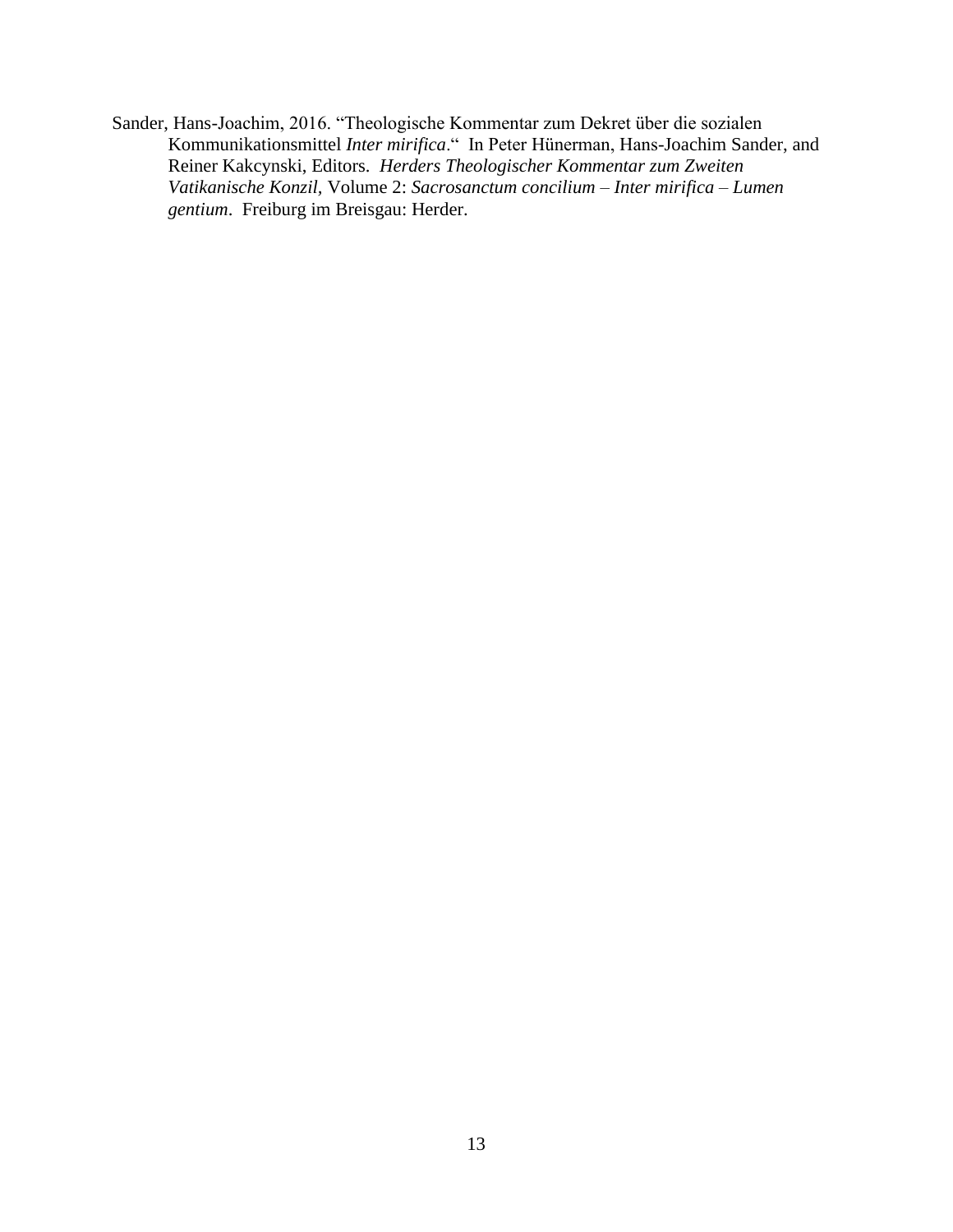Sander, Hans-Joachim, 2016. "Theologische Kommentar zum Dekret über die sozialen Kommunikationsmittel *Inter mirifica*." In Peter Hünerman, Hans-Joachim Sander, and Reiner Kakcynski, Editors. *Herders Theologischer Kommentar zum Zweiten Vatikanische Konzil,* Volume 2: *Sacrosanctum concilium – Inter mirifica – Lumen gentium*. Freiburg im Breisgau: Herder.